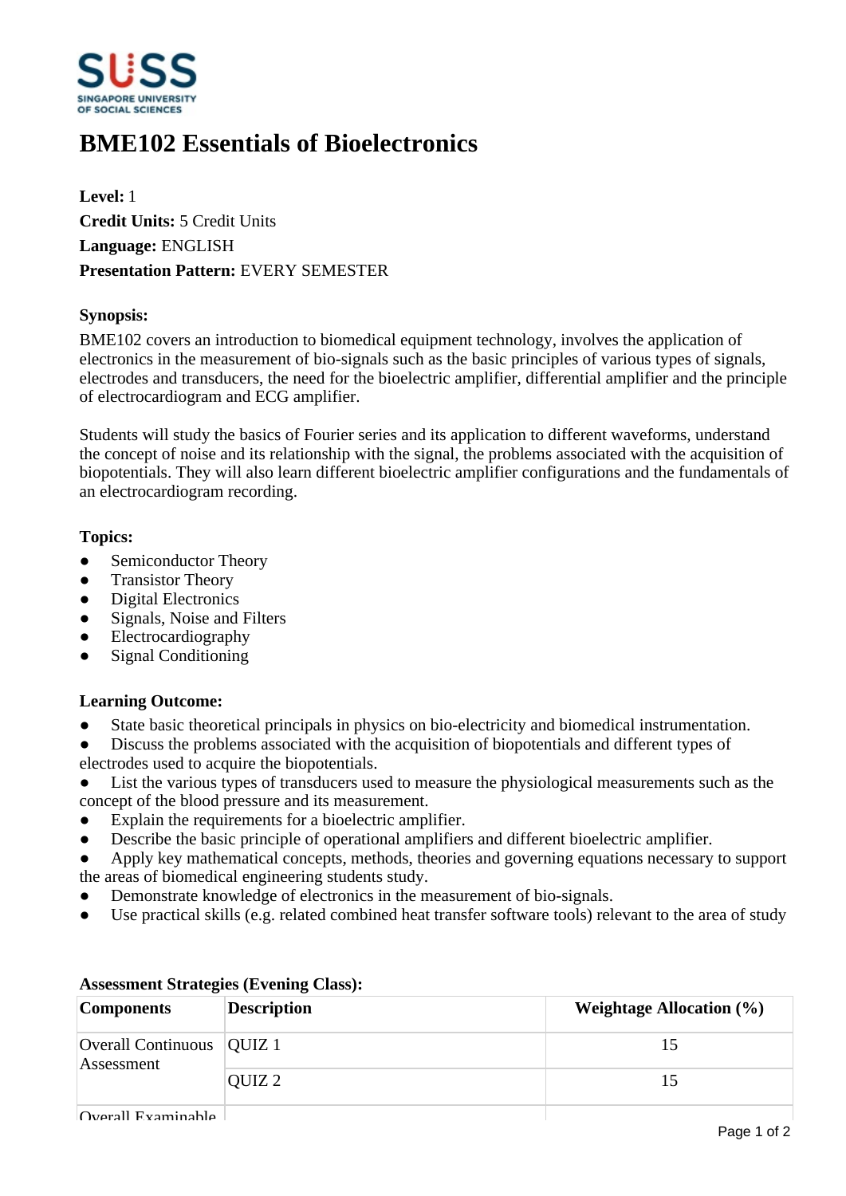# BME102 Essentials of Bioelectronics

**Level:** 1
**Credit Units:** 5 Credit Units
**Language:** ENGLISH
**Presentation Pattern:** EVERY SEMESTER

**Synopsis:**

BME102 covers an introduction to biomedical equipment technology, involves the application of electronics in the measurement of bio-signals such as the basic principles of various types of signals, electrodes and transducers, the need for the bioelectric amplifier, differential amplifier and the principle of electrocardiogram and ECG amplifier.

Students will study the basics of Fourier series and its application to different waveforms, understand the concept of noise and its relationship with the signal, the problems associated with the acquisition of biopotentials. They will also learn different bioelectric amplifier configurations and the fundamentals of an electrocardiogram recording.

**Topics:**

- Semiconductor Theory
- Transistor Theory
- Digital Electronics
- Signals, Noise and Filters
- Electrocardiography
- Signal Conditioning

**Learning Outcome:**

- State basic theoretical principals in physics on bio-electricity and biomedical instrumentation.
- Discuss the problems associated with the acquisition of biopotentials and different types of electrodes used to acquire the biopotentials.
- List the various types of transducers used to measure the physiological measurements such as the concept of the blood pressure and its measurement.
- Explain the requirements for a bioelectric amplifier.
- Describe the basic principle of operational amplifiers and different bioelectric amplifier.
- Apply key mathematical concepts, methods, theories and governing equations necessary to support the areas of biomedical engineering students study.
- Demonstrate knowledge of electronics in the measurement of bio-signals.
- Use practical skills (e.g. related combined heat transfer software tools) relevant to the area of study

**Assessment Strategies (Evening Class):**

| Components | Description | Weightage Allocation (%) |
|---|---|---|
| Overall Continuous Assessment | QUIZ 1 | 15 |
| | QUIZ 2 | 15 |
| Overall Examinable | | |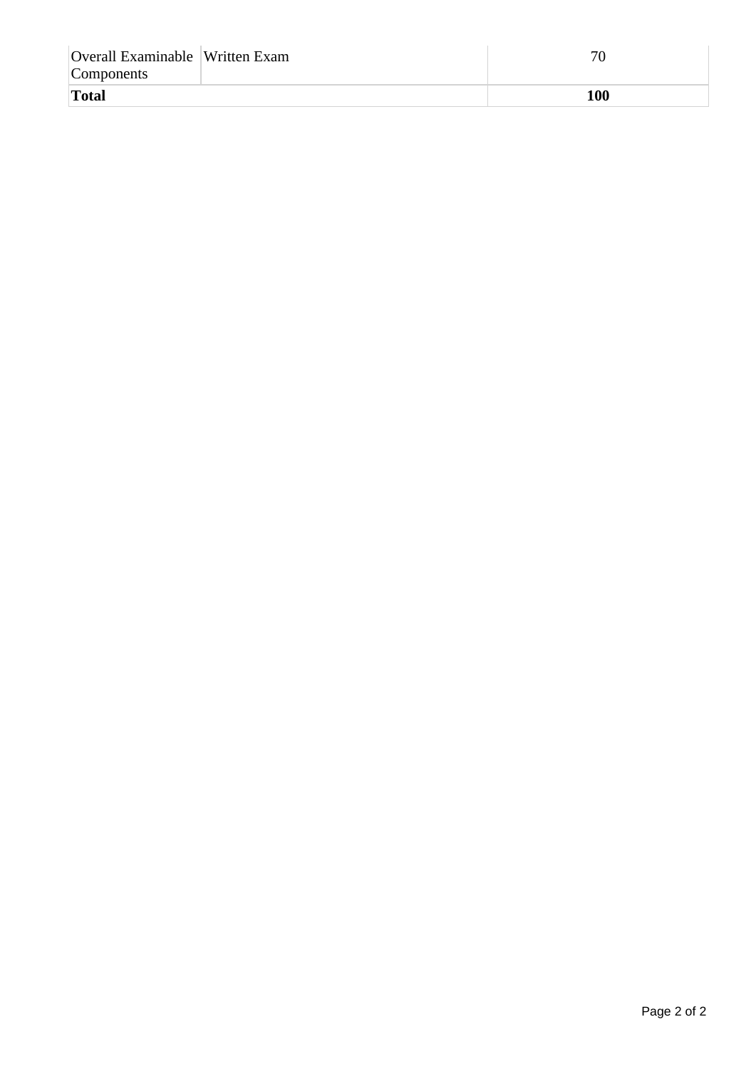| | | |
|---|---|---|
| Overall Examinable Components | Written Exam | 70 |
| **Total** | | **100** |